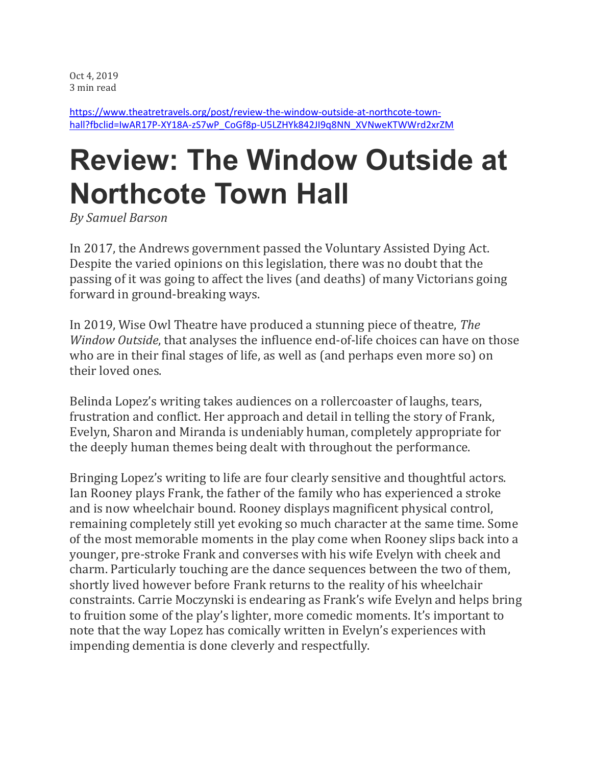Oct 4, 2019
3 min read

https://www.theatretravels.org/post/review-the-window-outside-at-northcote-town-hall?fbclid=IwAR17P-XY18A-zS7wP_CoGf8p-U5LZHYk842JI9q8NN_XVNweKTWWrd2xrZM

# Review: The Window Outside at Northcote Town Hall

*By Samuel Barson*

In 2017, the Andrews government passed the Voluntary Assisted Dying Act. Despite the varied opinions on this legislation, there was no doubt that the passing of it was going to affect the lives (and deaths) of many Victorians going forward in ground-breaking ways.

In 2019, Wise Owl Theatre have produced a stunning piece of theatre, *The Window Outside*, that analyses the influence end-of-life choices can have on those who are in their final stages of life, as well as (and perhaps even more so) on their loved ones.

Belinda Lopez's writing takes audiences on a rollercoaster of laughs, tears, frustration and conflict. Her approach and detail in telling the story of Frank, Evelyn, Sharon and Miranda is undeniably human, completely appropriate for the deeply human themes being dealt with throughout the performance.

Bringing Lopez's writing to life are four clearly sensitive and thoughtful actors. Ian Rooney plays Frank, the father of the family who has experienced a stroke and is now wheelchair bound. Rooney displays magnificent physical control, remaining completely still yet evoking so much character at the same time. Some of the most memorable moments in the play come when Rooney slips back into a younger, pre-stroke Frank and converses with his wife Evelyn with cheek and charm. Particularly touching are the dance sequences between the two of them, shortly lived however before Frank returns to the reality of his wheelchair constraints. Carrie Moczynski is endearing as Frank's wife Evelyn and helps bring to fruition some of the play's lighter, more comedic moments. It's important to note that the way Lopez has comically written in Evelyn's experiences with impending dementia is done cleverly and respectfully.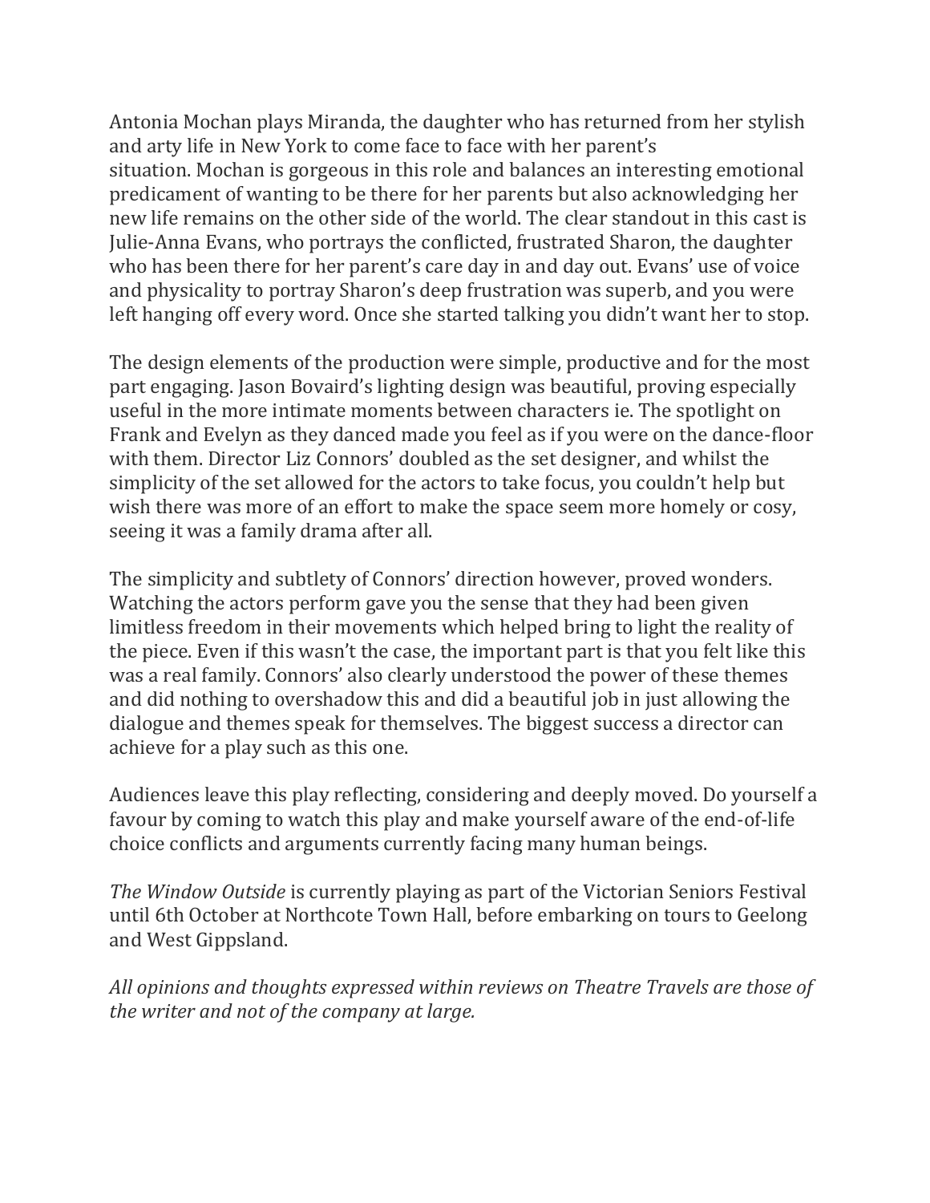Antonia Mochan plays Miranda, the daughter who has returned from her stylish and arty life in New York to come face to face with her parent's situation. Mochan is gorgeous in this role and balances an interesting emotional predicament of wanting to be there for her parents but also acknowledging her new life remains on the other side of the world. The clear standout in this cast is Julie-Anna Evans, who portrays the conflicted, frustrated Sharon, the daughter who has been there for her parent's care day in and day out. Evans' use of voice and physicality to portray Sharon's deep frustration was superb, and you were left hanging off every word. Once she started talking you didn't want her to stop.

The design elements of the production were simple, productive and for the most part engaging. Jason Bovaird's lighting design was beautiful, proving especially useful in the more intimate moments between characters ie. The spotlight on Frank and Evelyn as they danced made you feel as if you were on the dance-floor with them. Director Liz Connors' doubled as the set designer, and whilst the simplicity of the set allowed for the actors to take focus, you couldn't help but wish there was more of an effort to make the space seem more homely or cosy, seeing it was a family drama after all.

The simplicity and subtlety of Connors' direction however, proved wonders. Watching the actors perform gave you the sense that they had been given limitless freedom in their movements which helped bring to light the reality of the piece. Even if this wasn't the case, the important part is that you felt like this was a real family. Connors' also clearly understood the power of these themes and did nothing to overshadow this and did a beautiful job in just allowing the dialogue and themes speak for themselves. The biggest success a director can achieve for a play such as this one.

Audiences leave this play reflecting, considering and deeply moved. Do yourself a favour by coming to watch this play and make yourself aware of the end-of-life choice conflicts and arguments currently facing many human beings.

*The Window Outside* is currently playing as part of the Victorian Seniors Festival until 6th October at Northcote Town Hall, before embarking on tours to Geelong and West Gippsland.

*All opinions and thoughts expressed within reviews on Theatre Travels are those of the writer and not of the company at large.*